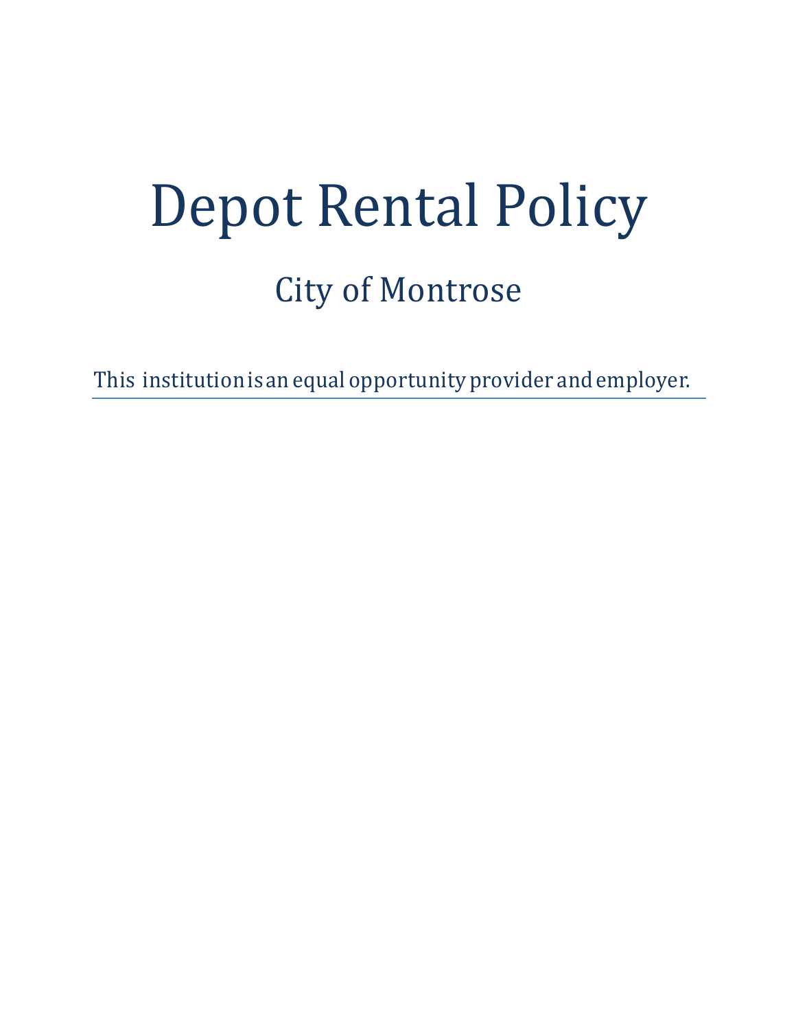# Depot Rental Policy

## City of Montrose

This institution is an equal opportunity provider and employer.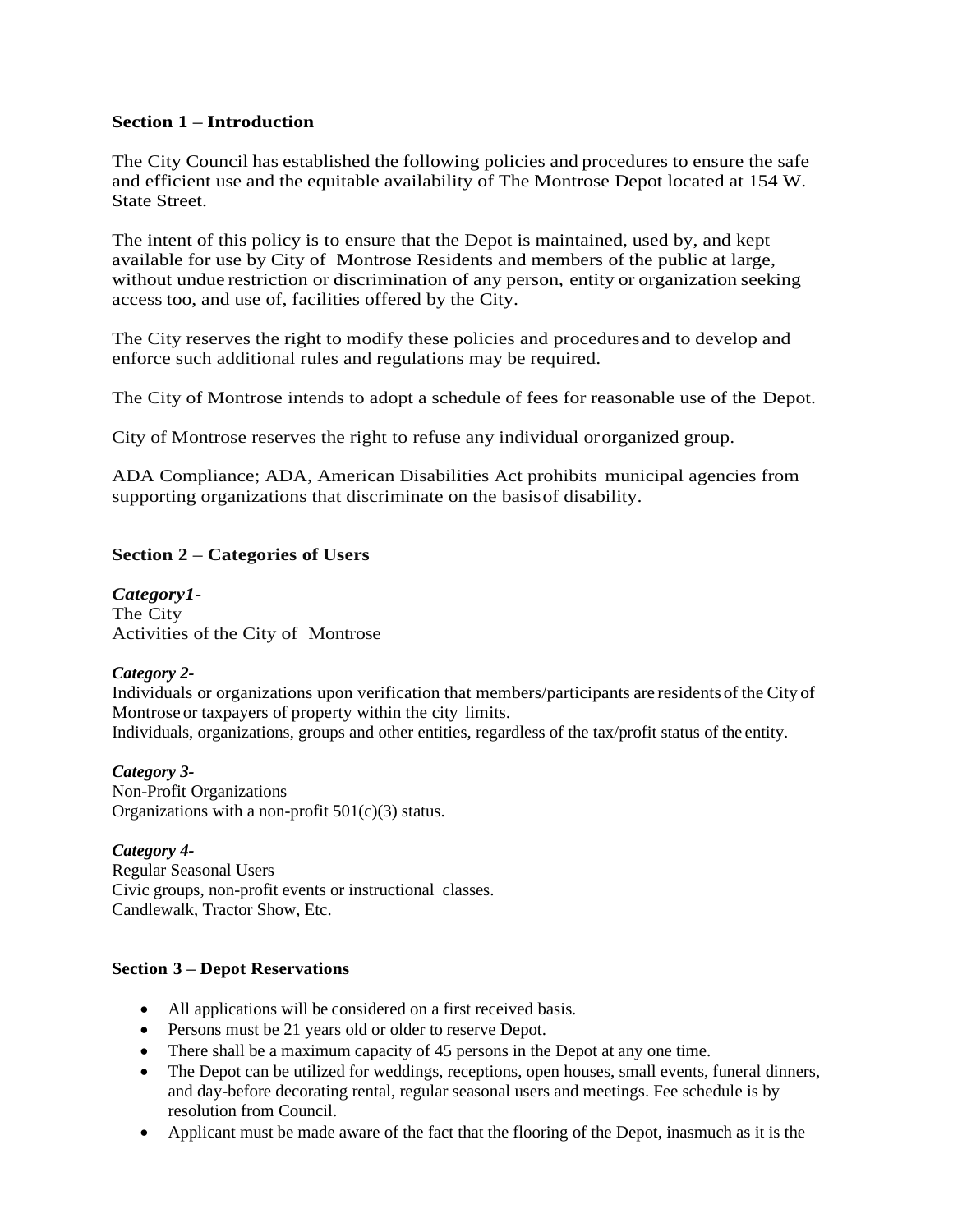**Section 1 – Introduction**

The City Council has established the following policies and procedures to ensure the safe and efficient use and the equitable availability of The Montrose Depot located at 154 W. State Street.

The intent of this policy is to ensure that the Depot is maintained, used by, and kept available for use by City of Montrose Residents and members of the public at large, without undue restriction or discrimination of any person, entity or organization seeking access too, and use of, facilities offered by the City.

The City reserves the right to modify these policies and procedures and to develop and enforce such additional rules and regulations may be required.

The City of Montrose intends to adopt a schedule of fees for reasonable use of the Depot.

City of Montrose reserves the right to refuse any individual or organized group.

ADA Compliance; ADA, American Disabilities Act prohibits municipal agencies from supporting organizations that discriminate on the basis of disability.

**Section 2 – Categories of Users**

***Category1-***
The City
Activities of the City of Montrose

***Category 2-***
Individuals or organizations upon verification that members/participants are residents of the City of Montrose or taxpayers of property within the city limits.
Individuals, organizations, groups and other entities, regardless of the tax/profit status of the entity.

***Category 3-***
Non-Profit Organizations
Organizations with a non-profit 501(c)(3) status.

***Category 4-***
Regular Seasonal Users
Civic groups, non-profit events or instructional classes.
Candlewalk, Tractor Show, Etc.

**Section 3 – Depot Reservations**

- All applications will be considered on a first received basis.
- Persons must be 21 years old or older to reserve Depot.
- There shall be a maximum capacity of 45 persons in the Depot at any one time.
- The Depot can be utilized for weddings, receptions, open houses, small events, funeral dinners, and day-before decorating rental, regular seasonal users and meetings. Fee schedule is by resolution from Council.
- Applicant must be made aware of the fact that the flooring of the Depot, inasmuch as it is the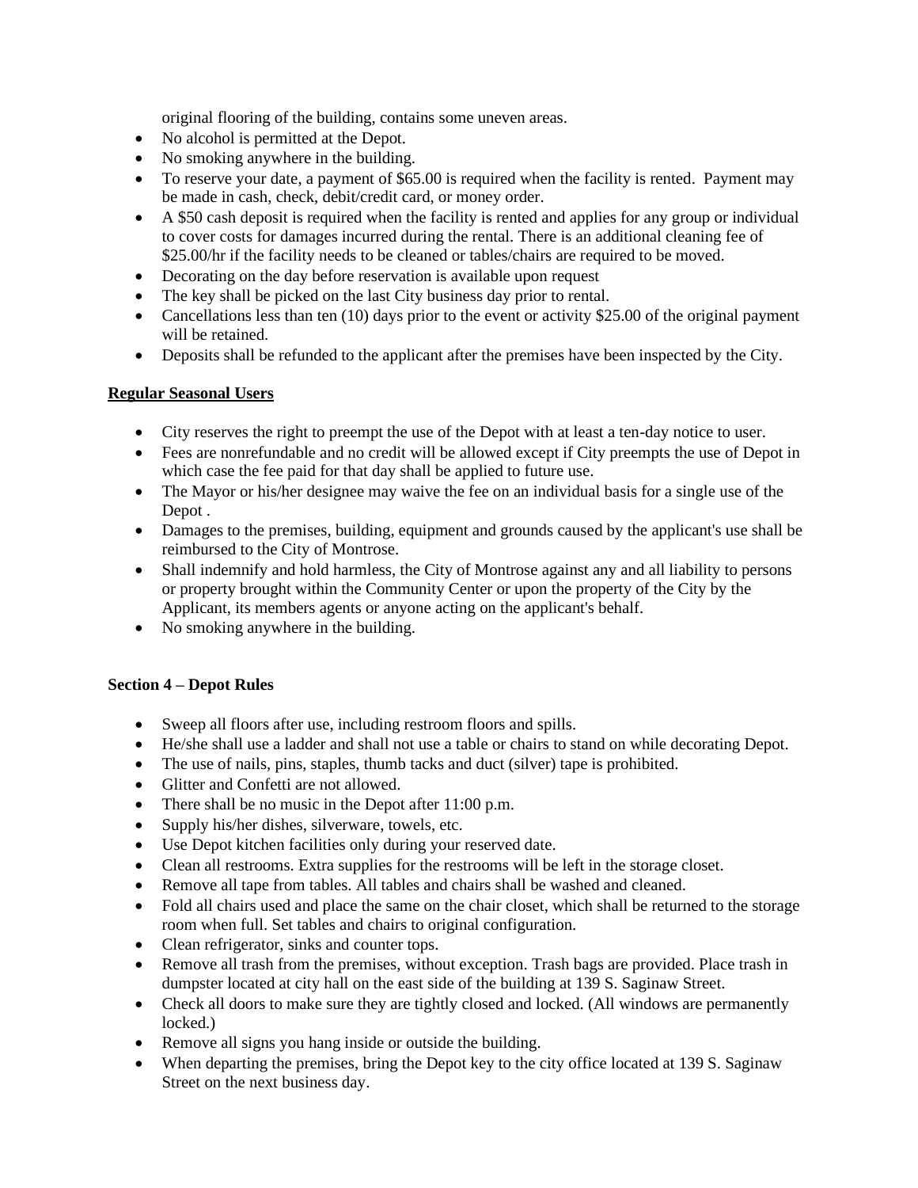original flooring of the building, contains some uneven areas.

- No alcohol is permitted at the Depot.
- No smoking anywhere in the building.
- To reserve your date, a payment of $65.00 is required when the facility is rented. Payment may be made in cash, check, debit/credit card, or money order.
- A $50 cash deposit is required when the facility is rented and applies for any group or individual to cover costs for damages incurred during the rental. There is an additional cleaning fee of $25.00/hr if the facility needs to be cleaned or tables/chairs are required to be moved.
- Decorating on the day before reservation is available upon request
- The key shall be picked on the last City business day prior to rental.
- Cancellations less than ten (10) days prior to the event or activity $25.00 of the original payment will be retained.
- Deposits shall be refunded to the applicant after the premises have been inspected by the City.

**Regular Seasonal Users**

- City reserves the right to preempt the use of the Depot with at least a ten-day notice to user.
- Fees are nonrefundable and no credit will be allowed except if City preempts the use of Depot in which case the fee paid for that day shall be applied to future use.
- The Mayor or his/her designee may waive the fee on an individual basis for a single use of the Depot .
- Damages to the premises, building, equipment and grounds caused by the applicant's use shall be reimbursed to the City of Montrose.
- Shall indemnify and hold harmless, the City of Montrose against any and all liability to persons or property brought within the Community Center or upon the property of the City by the Applicant, its members agents or anyone acting on the applicant's behalf.
- No smoking anywhere in the building.

**Section 4 – Depot Rules**

- Sweep all floors after use, including restroom floors and spills.
- He/she shall use a ladder and shall not use a table or chairs to stand on while decorating Depot.
- The use of nails, pins, staples, thumb tacks and duct (silver) tape is prohibited.
- Glitter and Confetti are not allowed.
- There shall be no music in the Depot after 11:00 p.m.
- Supply his/her dishes, silverware, towels, etc.
- Use Depot kitchen facilities only during your reserved date.
- Clean all restrooms. Extra supplies for the restrooms will be left in the storage closet.
- Remove all tape from tables. All tables and chairs shall be washed and cleaned.
- Fold all chairs used and place the same on the chair closet, which shall be returned to the storage room when full. Set tables and chairs to original configuration.
- Clean refrigerator, sinks and counter tops.
- Remove all trash from the premises, without exception. Trash bags are provided. Place trash in dumpster located at city hall on the east side of the building at 139 S. Saginaw Street.
- Check all doors to make sure they are tightly closed and locked. (All windows are permanently locked.)
- Remove all signs you hang inside or outside the building.
- When departing the premises, bring the Depot key to the city office located at 139 S. Saginaw Street on the next business day.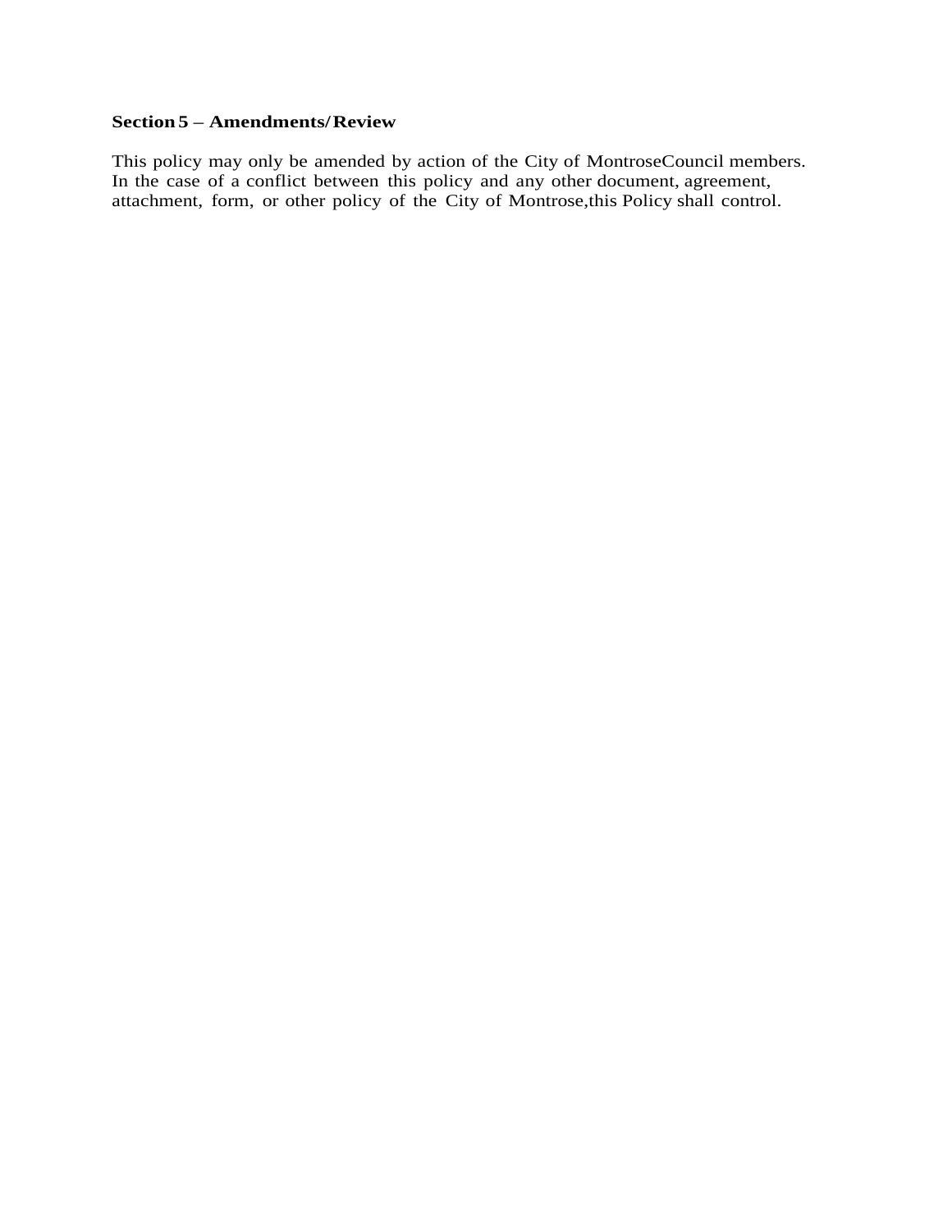**Section 5 – Amendments/Review**

This policy may only be amended by action of the City of MontroseCouncil members. In the case of a conflict between this policy and any other document, agreement, attachment, form, or other policy of the City of Montrose,this Policy shall control.